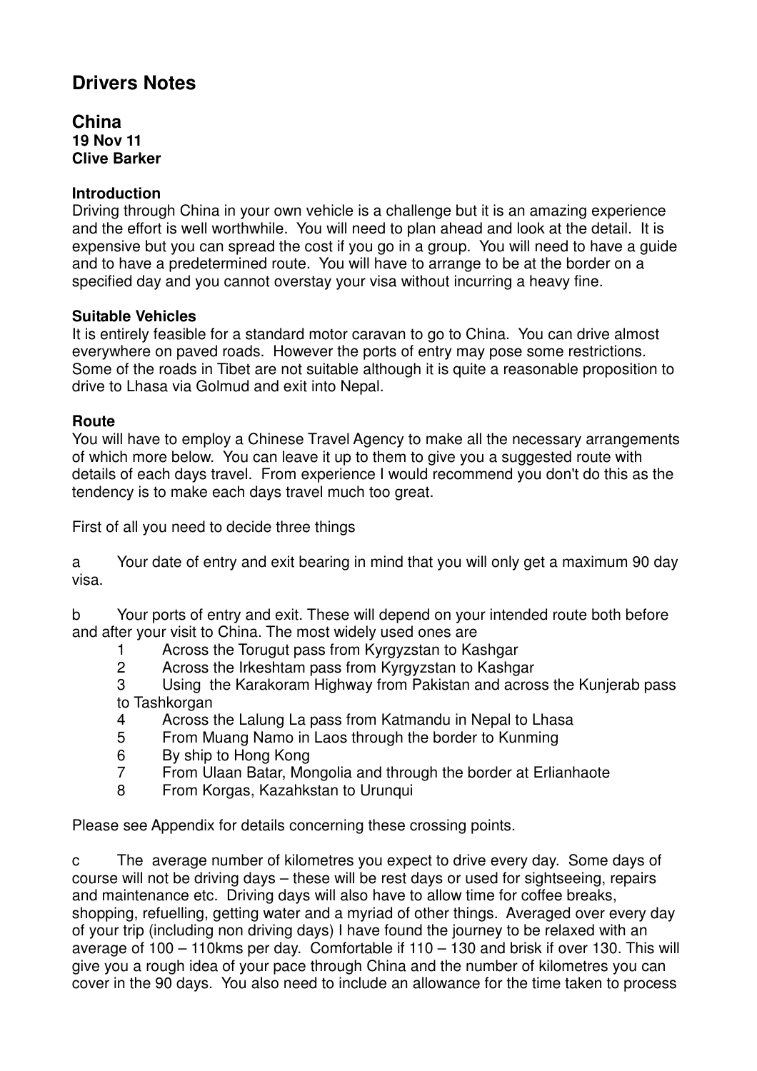# Drivers Notes

## China

**19 Nov 11**
**Clive Barker**

### Introduction

Driving through China in your own vehicle is a challenge but it is an amazing experience and the effort is well worthwhile. You will need to plan ahead and look at the detail. It is expensive but you can spread the cost if you go in a group. You will need to have a guide and to have a predetermined route. You will have to arrange to be at the border on a specified day and you cannot overstay your visa without incurring a heavy fine.

### Suitable Vehicles

It is entirely feasible for a standard motor caravan to go to China. You can drive almost everywhere on paved roads. However the ports of entry may pose some restrictions. Some of the roads in Tibet are not suitable although it is quite a reasonable proposition to drive to Lhasa via Golmud and exit into Nepal.

### Route

You will have to employ a Chinese Travel Agency to make all the necessary arrangements of which more below. You can leave it up to them to give you a suggested route with details of each days travel. From experience I would recommend you don't do this as the tendency is to make each days travel much too great.

First of all you need to decide three things

a Your date of entry and exit bearing in mind that you will only get a maximum 90 day visa.

b Your ports of entry and exit. These will depend on your intended route both before and after your visit to China. The most widely used ones are

1. Across the Torugut pass from Kyrgyzstan to Kashgar
2. Across the Irkeshtam pass from Kyrgyzstan to Kashgar
3. Using the Karakoram Highway from Pakistan and across the Kunjerab pass to Tashkorgan
4. Across the Lalung La pass from Katmandu in Nepal to Lhasa
5. From Muang Namo in Laos through the border to Kunming
6. By ship to Hong Kong
7. From Ulaan Batar, Mongolia and through the border at Erlianhaote
8. From Korgas, Kazahkstan to Urunqui

Please see Appendix for details concerning these crossing points.

c The average number of kilometres you expect to drive every day. Some days of course will not be driving days – these will be rest days or used for sightseeing, repairs and maintenance etc. Driving days will also have to allow time for coffee breaks, shopping, refuelling, getting water and a myriad of other things. Averaged over every day of your trip (including non driving days) I have found the journey to be relaxed with an average of 100 – 110kms per day. Comfortable if 110 – 130 and brisk if over 130. This will give you a rough idea of your pace through China and the number of kilometres you can cover in the 90 days. You also need to include an allowance for the time taken to process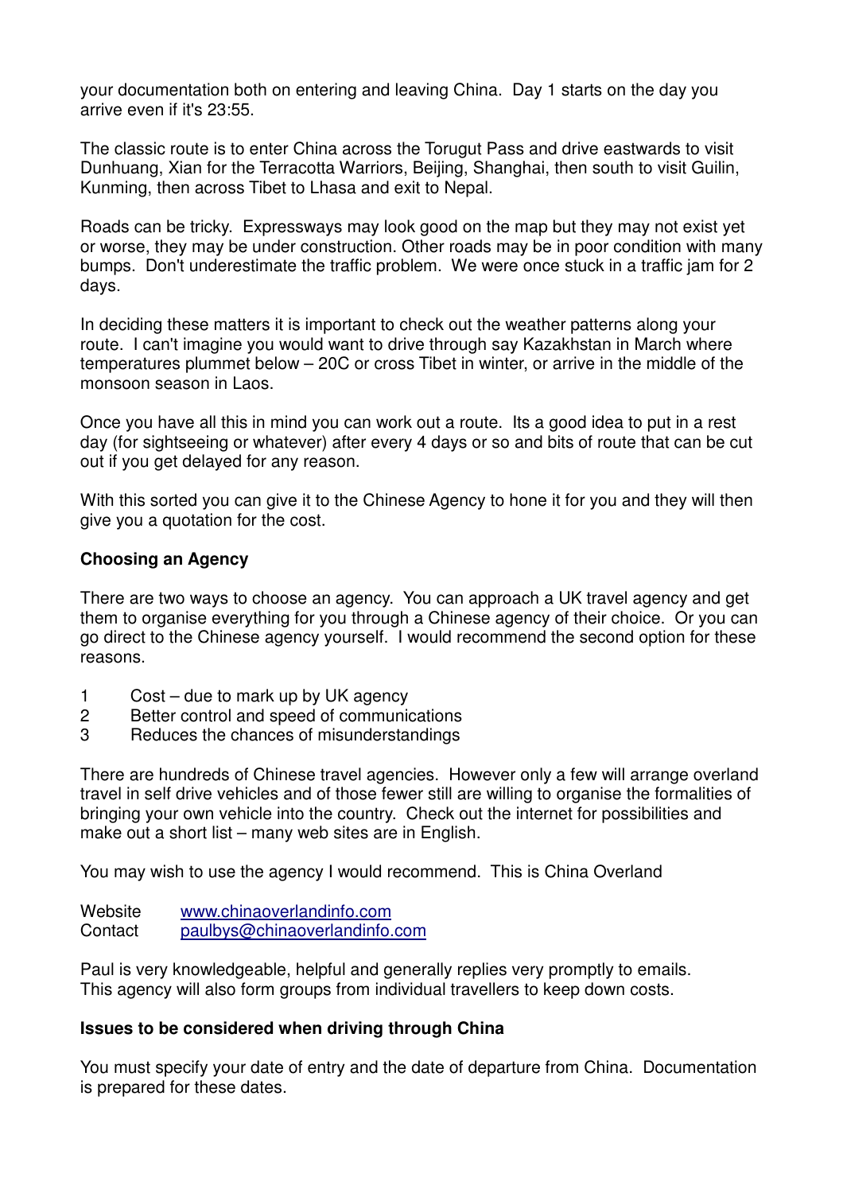your documentation both on entering and leaving China. Day 1 starts on the day you arrive even if it's 23:55.

The classic route is to enter China across the Torugut Pass and drive eastwards to visit Dunhuang, Xian for the Terracotta Warriors, Beijing, Shanghai, then south to visit Guilin, Kunming, then across Tibet to Lhasa and exit to Nepal.

Roads can be tricky. Expressways may look good on the map but they may not exist yet or worse, they may be under construction. Other roads may be in poor condition with many bumps. Don't underestimate the traffic problem. We were once stuck in a traffic jam for 2 days.

In deciding these matters it is important to check out the weather patterns along your route. I can't imagine you would want to drive through say Kazakhstan in March where temperatures plummet below – 20C or cross Tibet in winter, or arrive in the middle of the monsoon season in Laos.

Once you have all this in mind you can work out a route. Its a good idea to put in a rest day (for sightseeing or whatever) after every 4 days or so and bits of route that can be cut out if you get delayed for any reason.

With this sorted you can give it to the Chinese Agency to hone it for you and they will then give you a quotation for the cost.

**Choosing an Agency**

There are two ways to choose an agency. You can approach a UK travel agency and get them to organise everything for you through a Chinese agency of their choice. Or you can go direct to the Chinese agency yourself. I would recommend the second option for these reasons.

1. Cost – due to mark up by UK agency
2. Better control and speed of communications
3. Reduces the chances of misunderstandings

There are hundreds of Chinese travel agencies. However only a few will arrange overland travel in self drive vehicles and of those fewer still are willing to organise the formalities of bringing your own vehicle into the country. Check out the internet for possibilities and make out a short list – many web sites are in English.

You may wish to use the agency I would recommend. This is China Overland

Website www.chinaoverlandinfo.com
Contact paulbys@chinaoverlandinfo.com

Paul is very knowledgeable, helpful and generally replies very promptly to emails. This agency will also form groups from individual travellers to keep down costs.

**Issues to be considered when driving through China**

You must specify your date of entry and the date of departure from China. Documentation is prepared for these dates.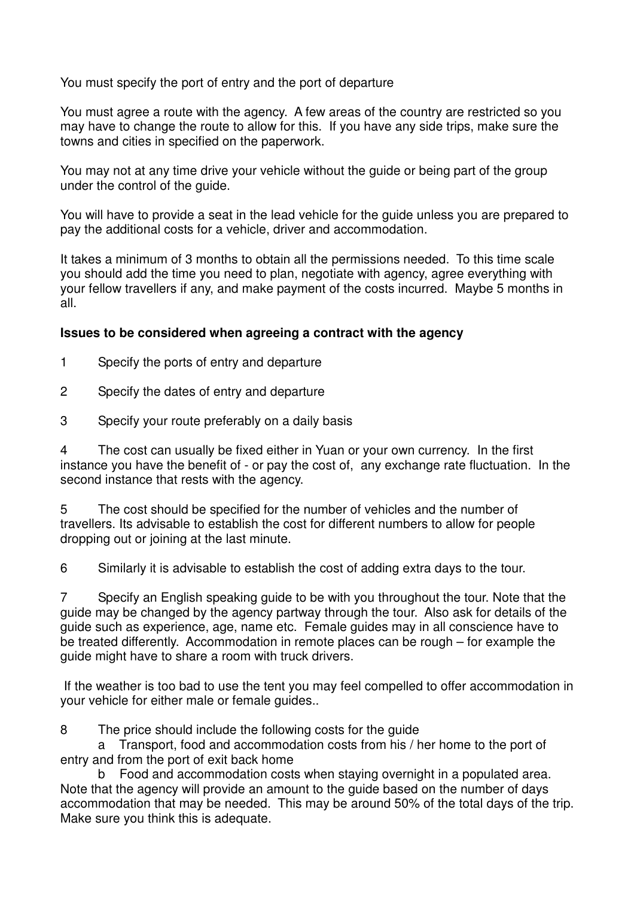You must specify the port of entry and the port of departure

You must agree a route with the agency. A few areas of the country are restricted so you may have to change the route to allow for this. If you have any side trips, make sure the towns and cities in specified on the paperwork.

You may not at any time drive your vehicle without the guide or being part of the group under the control of the guide.

You will have to provide a seat in the lead vehicle for the guide unless you are prepared to pay the additional costs for a vehicle, driver and accommodation.

It takes a minimum of 3 months to obtain all the permissions needed. To this time scale you should add the time you need to plan, negotiate with agency, agree everything with your fellow travellers if any, and make payment of the costs incurred. Maybe 5 months in all.

**Issues to be considered when agreeing a contract with the agency**

1 Specify the ports of entry and departure

2 Specify the dates of entry and departure

3 Specify your route preferably on a daily basis

4 The cost can usually be fixed either in Yuan or your own currency. In the first instance you have the benefit of - or pay the cost of, any exchange rate fluctuation. In the second instance that rests with the agency.

5 The cost should be specified for the number of vehicles and the number of travellers. Its advisable to establish the cost for different numbers to allow for people dropping out or joining at the last minute.

6 Similarly it is advisable to establish the cost of adding extra days to the tour.

7 Specify an English speaking guide to be with you throughout the tour. Note that the guide may be changed by the agency partway through the tour. Also ask for details of the guide such as experience, age, name etc. Female guides may in all conscience have to be treated differently. Accommodation in remote places can be rough – for example the guide might have to share a room with truck drivers.

If the weather is too bad to use the tent you may feel compelled to offer accommodation in your vehicle for either male or female guides..

8 The price should include the following costs for the guide

a Transport, food and accommodation costs from his / her home to the port of entry and from the port of exit back home

b Food and accommodation costs when staying overnight in a populated area. Note that the agency will provide an amount to the guide based on the number of days accommodation that may be needed. This may be around 50% of the total days of the trip. Make sure you think this is adequate.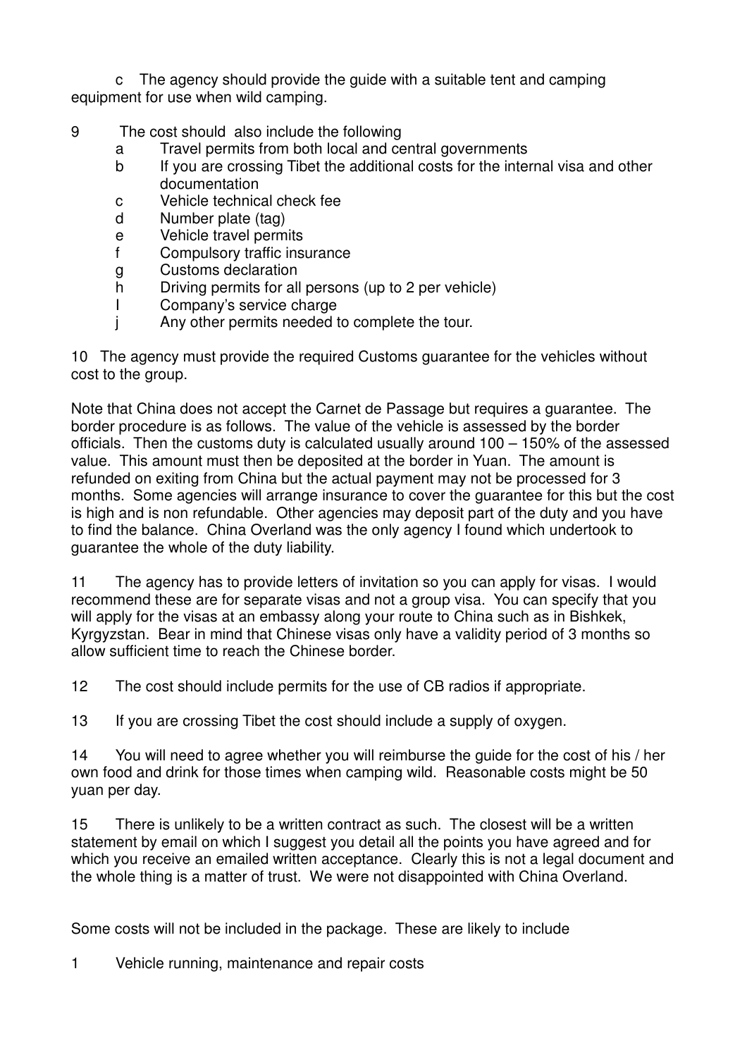c The agency should provide the guide with a suitable tent and camping equipment for use when wild camping.

9 The cost should also include the following

   a Travel permits from both local and central governments
   b If you are crossing Tibet the additional costs for the internal visa and other documentation
   c Vehicle technical check fee
   d Number plate (tag)
   e Vehicle travel permits
   f Compulsory traffic insurance
   g Customs declaration
   h Driving permits for all persons (up to 2 per vehicle)
   I Company's service charge
   j Any other permits needed to complete the tour.

10 The agency must provide the required Customs guarantee for the vehicles without cost to the group.

Note that China does not accept the Carnet de Passage but requires a guarantee. The border procedure is as follows. The value of the vehicle is assessed by the border officials. Then the customs duty is calculated usually around 100 – 150% of the assessed value. This amount must then be deposited at the border in Yuan. The amount is refunded on exiting from China but the actual payment may not be processed for 3 months. Some agencies will arrange insurance to cover the guarantee for this but the cost is high and is non refundable. Other agencies may deposit part of the duty and you have to find the balance. China Overland was the only agency I found which undertook to guarantee the whole of the duty liability.

11 The agency has to provide letters of invitation so you can apply for visas. I would recommend these are for separate visas and not a group visa. You can specify that you will apply for the visas at an embassy along your route to China such as in Bishkek, Kyrgyzstan. Bear in mind that Chinese visas only have a validity period of 3 months so allow sufficient time to reach the Chinese border.

12 The cost should include permits for the use of CB radios if appropriate.

13 If you are crossing Tibet the cost should include a supply of oxygen.

14 You will need to agree whether you will reimburse the guide for the cost of his / her own food and drink for those times when camping wild. Reasonable costs might be 50 yuan per day.

15 There is unlikely to be a written contract as such. The closest will be a written statement by email on which I suggest you detail all the points you have agreed and for which you receive an emailed written acceptance. Clearly this is not a legal document and the whole thing is a matter of trust. We were not disappointed with China Overland.

Some costs will not be included in the package. These are likely to include

1 Vehicle running, maintenance and repair costs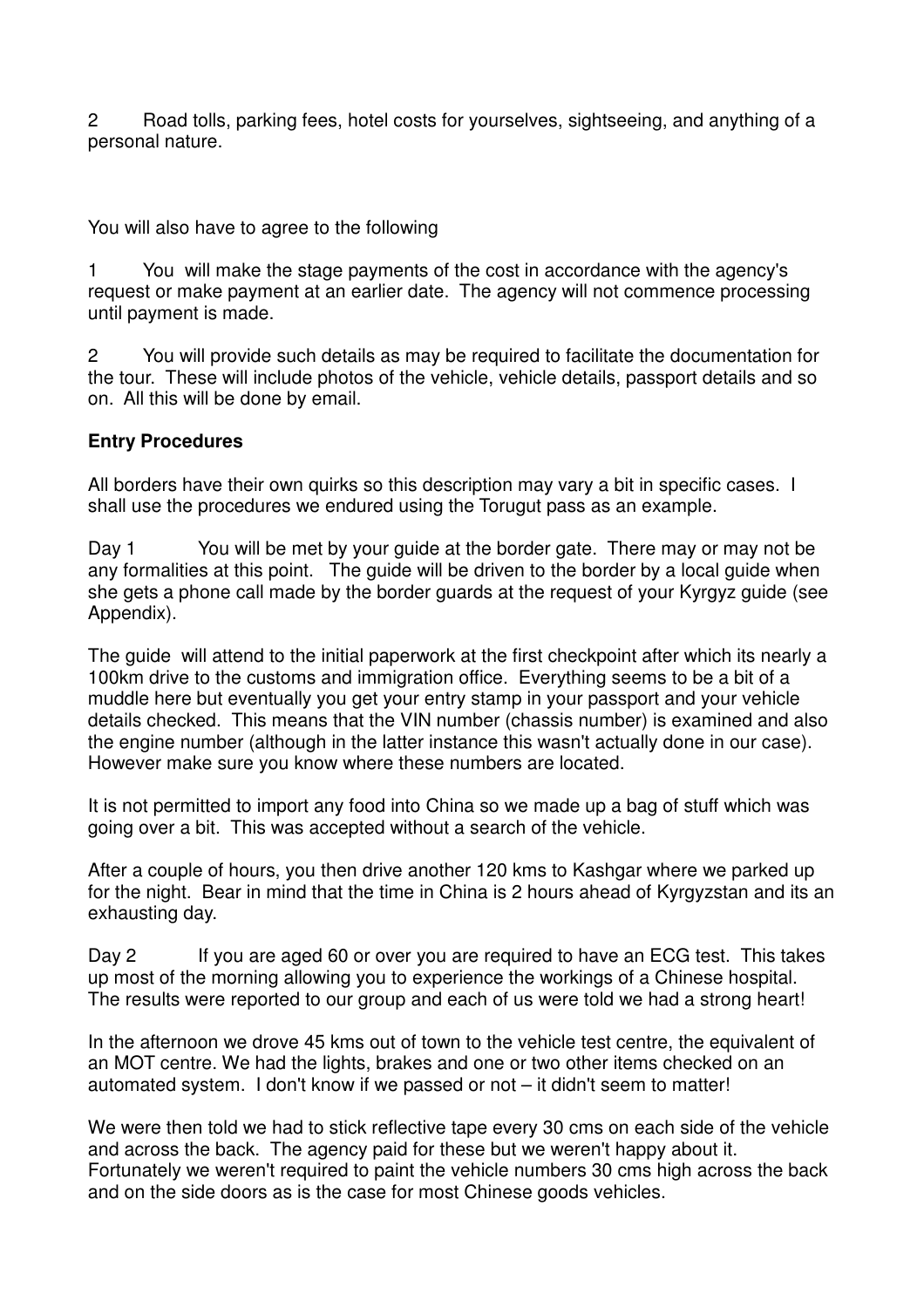2 Road tolls, parking fees, hotel costs for yourselves, sightseeing, and anything of a personal nature.

You will also have to agree to the following

1 You will make the stage payments of the cost in accordance with the agency's request or make payment at an earlier date. The agency will not commence processing until payment is made.

2 You will provide such details as may be required to facilitate the documentation for the tour. These will include photos of the vehicle, vehicle details, passport details and so on. All this will be done by email.

**Entry Procedures**

All borders have their own quirks so this description may vary a bit in specific cases. I shall use the procedures we endured using the Torugut pass as an example.

Day 1 You will be met by your guide at the border gate. There may or may not be any formalities at this point. The guide will be driven to the border by a local guide when she gets a phone call made by the border guards at the request of your Kyrgyz guide (see Appendix).

The guide will attend to the initial paperwork at the first checkpoint after which its nearly a 100km drive to the customs and immigration office. Everything seems to be a bit of a muddle here but eventually you get your entry stamp in your passport and your vehicle details checked. This means that the VIN number (chassis number) is examined and also the engine number (although in the latter instance this wasn't actually done in our case). However make sure you know where these numbers are located.

It is not permitted to import any food into China so we made up a bag of stuff which was going over a bit. This was accepted without a search of the vehicle.

After a couple of hours, you then drive another 120 kms to Kashgar where we parked up for the night. Bear in mind that the time in China is 2 hours ahead of Kyrgyzstan and its an exhausting day.

Day 2 If you are aged 60 or over you are required to have an ECG test. This takes up most of the morning allowing you to experience the workings of a Chinese hospital. The results were reported to our group and each of us were told we had a strong heart!

In the afternoon we drove 45 kms out of town to the vehicle test centre, the equivalent of an MOT centre. We had the lights, brakes and one or two other items checked on an automated system. I don't know if we passed or not – it didn't seem to matter!

We were then told we had to stick reflective tape every 30 cms on each side of the vehicle and across the back. The agency paid for these but we weren't happy about it. Fortunately we weren't required to paint the vehicle numbers 30 cms high across the back and on the side doors as is the case for most Chinese goods vehicles.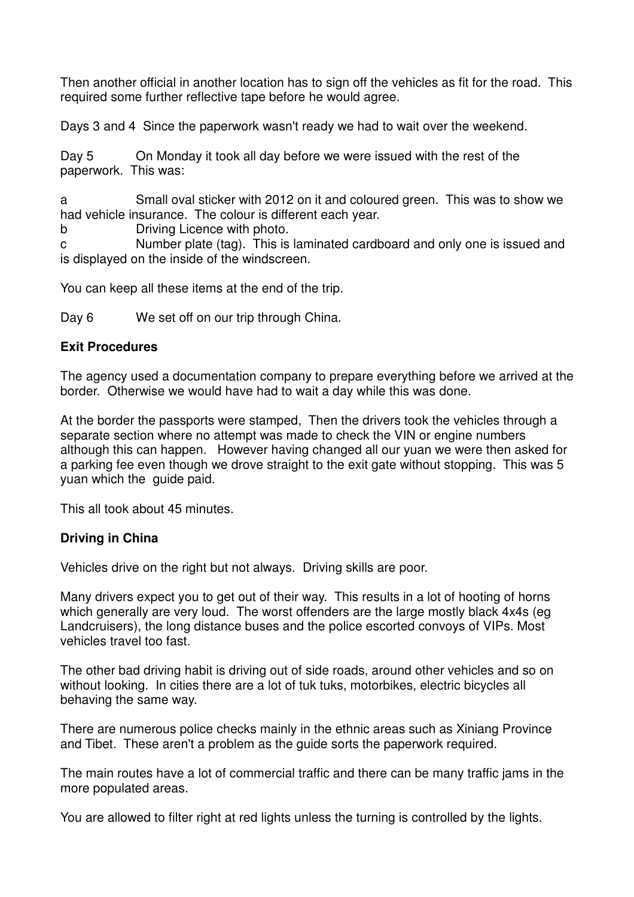Then another official in another location has to sign off the vehicles as fit for the road. This required some further reflective tape before he would agree.

Days 3 and 4 Since the paperwork wasn't ready we had to wait over the weekend.

Day 5 On Monday it took all day before we were issued with the rest of the paperwork. This was:

a Small oval sticker with 2012 on it and coloured green. This was to show we had vehicle insurance. The colour is different each year.
b Driving Licence with photo.
c Number plate (tag). This is laminated cardboard and only one is issued and is displayed on the inside of the windscreen.

You can keep all these items at the end of the trip.

Day 6 We set off on our trip through China.

**Exit Procedures**

The agency used a documentation company to prepare everything before we arrived at the border. Otherwise we would have had to wait a day while this was done.

At the border the passports were stamped, Then the drivers took the vehicles through a separate section where no attempt was made to check the VIN or engine numbers although this can happen. However having changed all our yuan we were then asked for a parking fee even though we drove straight to the exit gate without stopping. This was 5 yuan which the guide paid.

This all took about 45 minutes.

**Driving in China**

Vehicles drive on the right but not always. Driving skills are poor.

Many drivers expect you to get out of their way. This results in a lot of hooting of horns which generally are very loud. The worst offenders are the large mostly black 4x4s (eg Landcruisers), the long distance buses and the police escorted convoys of VIPs. Most vehicles travel too fast.

The other bad driving habit is driving out of side roads, around other vehicles and so on without looking. In cities there are a lot of tuk tuks, motorbikes, electric bicycles all behaving the same way.

There are numerous police checks mainly in the ethnic areas such as Xiniang Province and Tibet. These aren't a problem as the guide sorts the paperwork required.

The main routes have a lot of commercial traffic and there can be many traffic jams in the more populated areas.

You are allowed to filter right at red lights unless the turning is controlled by the lights.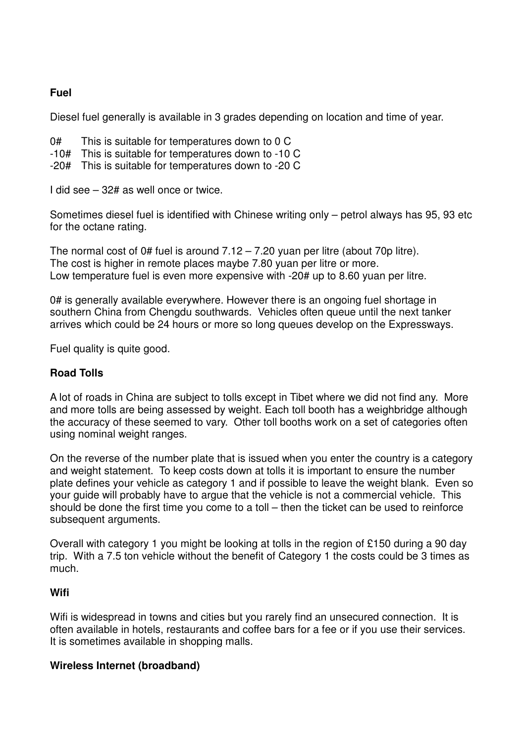**Fuel**

Diesel fuel generally is available in 3 grades depending on location and time of year.

0#	This is suitable for temperatures down to 0 C
-10#	This is suitable for temperatures down to -10 C
-20#	This is suitable for temperatures down to -20 C

I did see – 32# as well once or twice.

Sometimes diesel fuel is identified with Chinese writing only – petrol always has 95, 93 etc for the octane rating.

The normal cost of 0# fuel is around 7.12 – 7.20 yuan per litre (about 70p litre).
The cost is higher in remote places maybe 7.80 yuan per litre or more.
Low temperature fuel is even more expensive with -20# up to 8.60 yuan per litre.

0# is generally available everywhere. However there is an ongoing fuel shortage in southern China from Chengdu southwards. Vehicles often queue until the next tanker arrives which could be 24 hours or more so long queues develop on the Expressways.

Fuel quality is quite good.

**Road Tolls**

A lot of roads in China are subject to tolls except in Tibet where we did not find any. More and more tolls are being assessed by weight. Each toll booth has a weighbridge although the accuracy of these seemed to vary. Other toll booths work on a set of categories often using nominal weight ranges.

On the reverse of the number plate that is issued when you enter the country is a category and weight statement. To keep costs down at tolls it is important to ensure the number plate defines your vehicle as category 1 and if possible to leave the weight blank. Even so your guide will probably have to argue that the vehicle is not a commercial vehicle. This should be done the first time you come to a toll – then the ticket can be used to reinforce subsequent arguments.

Overall with category 1 you might be looking at tolls in the region of £150 during a 90 day trip. With a 7.5 ton vehicle without the benefit of Category 1 the costs could be 3 times as much.

**Wifi**

Wifi is widespread in towns and cities but you rarely find an unsecured connection. It is often available in hotels, restaurants and coffee bars for a fee or if you use their services. It is sometimes available in shopping malls.

**Wireless Internet (broadband)**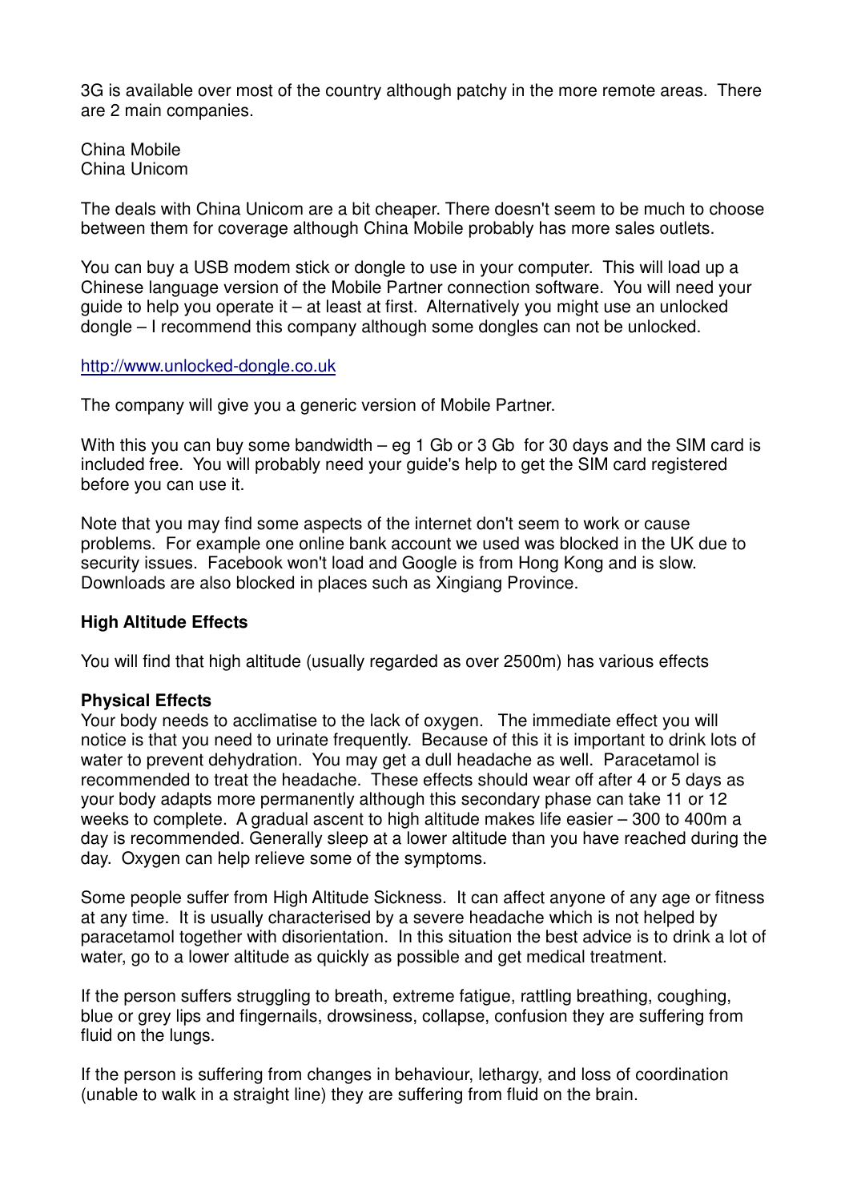3G is available over most of the country although patchy in the more remote areas. There are 2 main companies.

China Mobile
China Unicom

The deals with China Unicom are a bit cheaper. There doesn't seem to be much to choose between them for coverage although China Mobile probably has more sales outlets.

You can buy a USB modem stick or dongle to use in your computer. This will load up a Chinese language version of the Mobile Partner connection software. You will need your guide to help you operate it – at least at first. Alternatively you might use an unlocked dongle – I recommend this company although some dongles can not be unlocked.

http://www.unlocked-dongle.co.uk

The company will give you a generic version of Mobile Partner.

With this you can buy some bandwidth – eg 1 Gb or 3 Gb for 30 days and the SIM card is included free. You will probably need your guide's help to get the SIM card registered before you can use it.

Note that you may find some aspects of the internet don't seem to work or cause problems. For example one online bank account we used was blocked in the UK due to security issues. Facebook won't load and Google is from Hong Kong and is slow. Downloads are also blocked in places such as Xingiang Province.

**High Altitude Effects**

You will find that high altitude (usually regarded as over 2500m) has various effects

**Physical Effects**
Your body needs to acclimatise to the lack of oxygen. The immediate effect you will notice is that you need to urinate frequently. Because of this it is important to drink lots of water to prevent dehydration. You may get a dull headache as well. Paracetamol is recommended to treat the headache. These effects should wear off after 4 or 5 days as your body adapts more permanently although this secondary phase can take 11 or 12 weeks to complete. A gradual ascent to high altitude makes life easier – 300 to 400m a day is recommended. Generally sleep at a lower altitude than you have reached during the day. Oxygen can help relieve some of the symptoms.

Some people suffer from High Altitude Sickness. It can affect anyone of any age or fitness at any time. It is usually characterised by a severe headache which is not helped by paracetamol together with disorientation. In this situation the best advice is to drink a lot of water, go to a lower altitude as quickly as possible and get medical treatment.

If the person suffers struggling to breath, extreme fatigue, rattling breathing, coughing, blue or grey lips and fingernails, drowsiness, collapse, confusion they are suffering from fluid on the lungs.

If the person is suffering from changes in behaviour, lethargy, and loss of coordination (unable to walk in a straight line) they are suffering from fluid on the brain.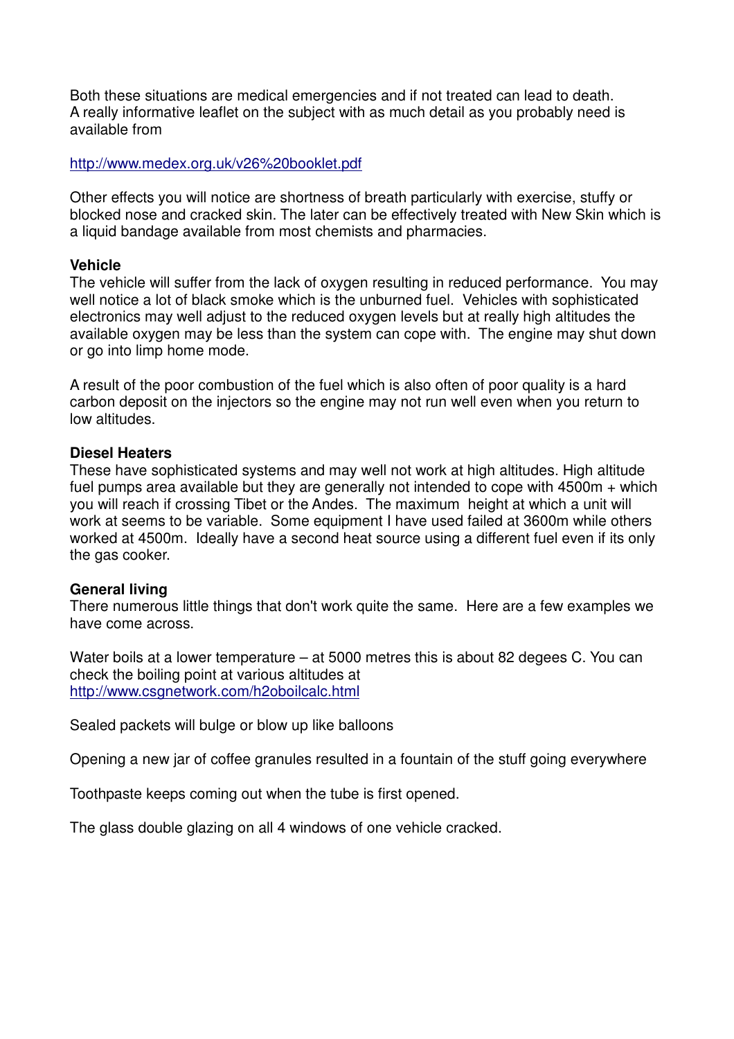Both these situations are medical emergencies and if not treated can lead to death.
A really informative leaflet on the subject with as much detail as you probably need is available from

http://www.medex.org.uk/v26%20booklet.pdf

Other effects you will notice are shortness of breath particularly with exercise, stuffy or blocked nose and cracked skin. The later can be effectively treated with New Skin which is a liquid bandage available from most chemists and pharmacies.

**Vehicle**
The vehicle will suffer from the lack of oxygen resulting in reduced performance. You may well notice a lot of black smoke which is the unburned fuel. Vehicles with sophisticated electronics may well adjust to the reduced oxygen levels but at really high altitudes the available oxygen may be less than the system can cope with. The engine may shut down or go into limp home mode.

A result of the poor combustion of the fuel which is also often of poor quality is a hard carbon deposit on the injectors so the engine may not run well even when you return to low altitudes.

**Diesel Heaters**
These have sophisticated systems and may well not work at high altitudes. High altitude fuel pumps area available but they are generally not intended to cope with 4500m + which you will reach if crossing Tibet or the Andes. The maximum height at which a unit will work at seems to be variable. Some equipment I have used failed at 3600m while others worked at 4500m. Ideally have a second heat source using a different fuel even if its only the gas cooker.

**General living**
There numerous little things that don't work quite the same. Here are a few examples we have come across.

Water boils at a lower temperature – at 5000 metres this is about 82 degees C. You can check the boiling point at various altitudes at
http://www.csgnetwork.com/h2oboilcalc.html

Sealed packets will bulge or blow up like balloons

Opening a new jar of coffee granules resulted in a fountain of the stuff going everywhere

Toothpaste keeps coming out when the tube is first opened.

The glass double glazing on all 4 windows of one vehicle cracked.